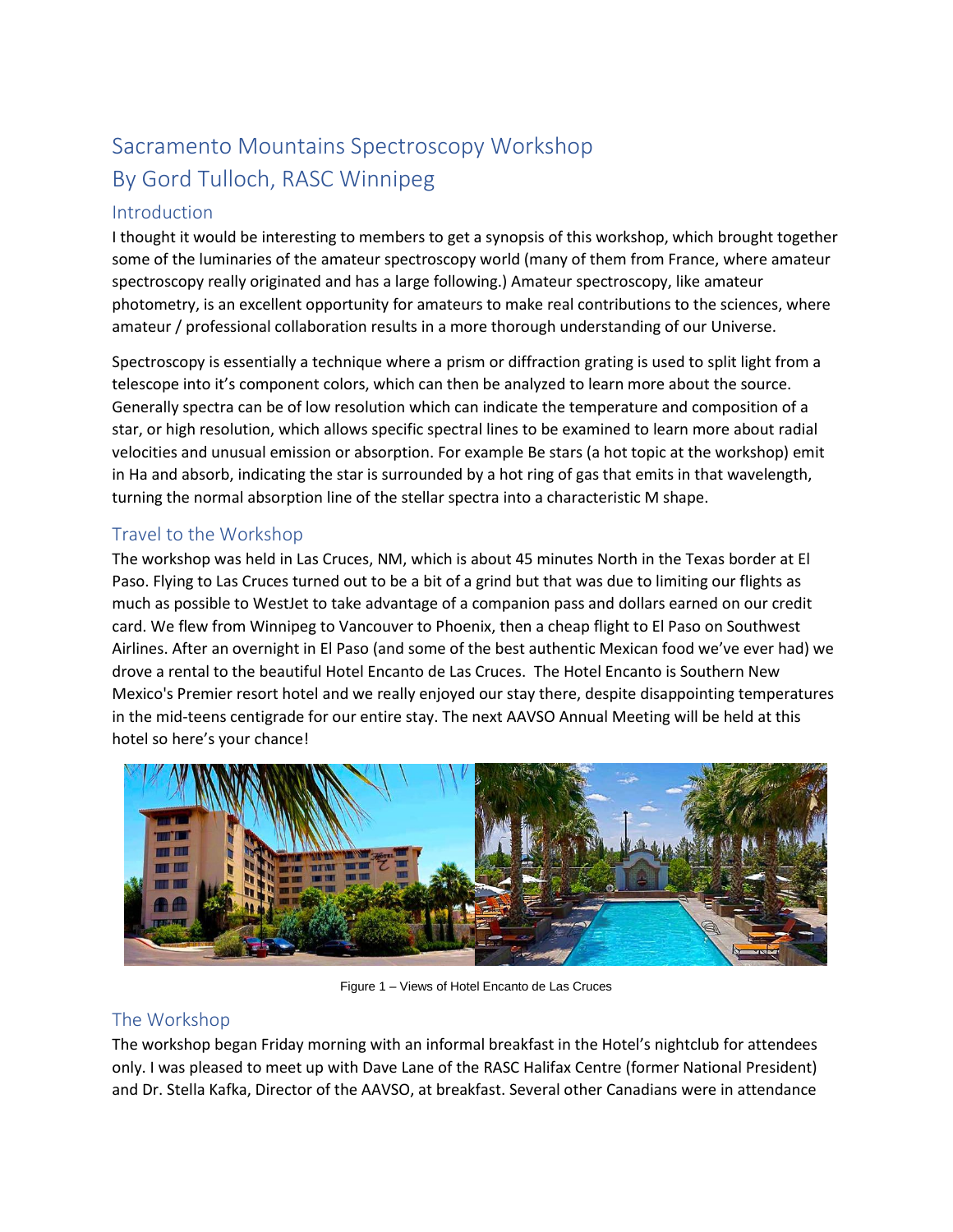# Sacramento Mountains Spectroscopy Workshop
# By Gord Tulloch, RASC Winnipeg

## Introduction

I thought it would be interesting to members to get a synopsis of this workshop, which brought together some of the luminaries of the amateur spectroscopy world (many of them from France, where amateur spectroscopy really originated and has a large following.) Amateur spectroscopy, like amateur photometry, is an excellent opportunity for amateurs to make real contributions to the sciences, where amateur / professional collaboration results in a more thorough understanding of our Universe.

Spectroscopy is essentially a technique where a prism or diffraction grating is used to split light from a telescope into it's component colors, which can then be analyzed to learn more about the source. Generally spectra can be of low resolution which can indicate the temperature and composition of a star, or high resolution, which allows specific spectral lines to be examined to learn more about radial velocities and unusual emission or absorption. For example Be stars (a hot topic at the workshop) emit in Ha and absorb, indicating the star is surrounded by a hot ring of gas that emits in that wavelength, turning the normal absorption line of the stellar spectra into a characteristic M shape.

## Travel to the Workshop

The workshop was held in Las Cruces, NM, which is about 45 minutes North in the Texas border at El Paso. Flying to Las Cruces turned out to be a bit of a grind but that was due to limiting our flights as much as possible to WestJet to take advantage of a companion pass and dollars earned on our credit card. We flew from Winnipeg to Vancouver to Phoenix, then a cheap flight to El Paso on Southwest Airlines. After an overnight in El Paso (and some of the best authentic Mexican food we've ever had) we drove a rental to the beautiful Hotel Encanto de Las Cruces. The Hotel Encanto is Southern New Mexico's Premier resort hotel and we really enjoyed our stay there, despite disappointing temperatures in the mid-teens centigrade for our entire stay. The next AAVSO Annual Meeting will be held at this hotel so here's your chance!

Figure 1 – Views of Hotel Encanto de Las Cruces

## The Workshop

The workshop began Friday morning with an informal breakfast in the Hotel's nightclub for attendees only. I was pleased to meet up with Dave Lane of the RASC Halifax Centre (former National President) and Dr. Stella Kafka, Director of the AAVSO, at breakfast. Several other Canadians were in attendance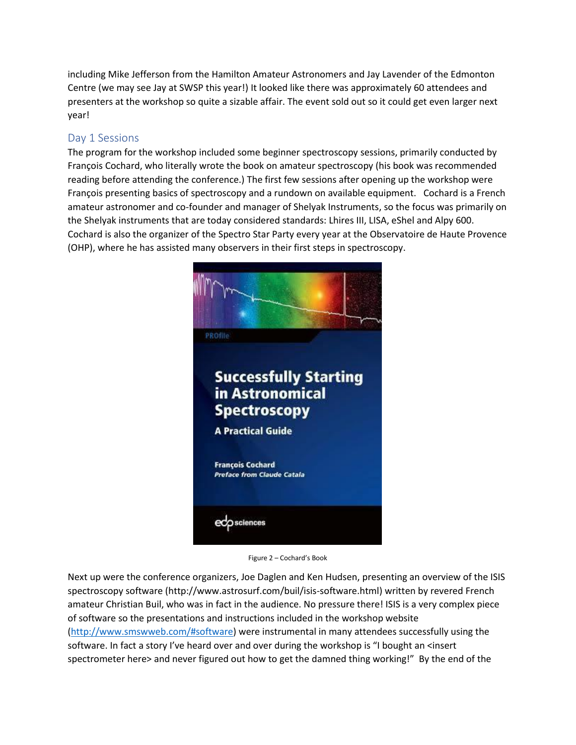including Mike Jefferson from the Hamilton Amateur Astronomers and Jay Lavender of the Edmonton Centre (we may see Jay at SWSP this year!) It looked like there was approximately 60 attendees and presenters at the workshop so quite a sizable affair. The event sold out so it could get even larger next year!

## Day 1 Sessions

The program for the workshop included some beginner spectroscopy sessions, primarily conducted by François Cochard, who literally wrote the book on amateur spectroscopy (his book was recommended reading before attending the conference.) The first few sessions after opening up the workshop were François presenting basics of spectroscopy and a rundown on available equipment. Cochard is a French amateur astronomer and co-founder and manager of Shelyak Instruments, so the focus was primarily on the Shelyak instruments that are today considered standards: Lhires III, LISA, eShel and Alpy 600. Cochard is also the organizer of the Spectro Star Party every year at the Observatoire de Haute Provence (OHP), where he has assisted many observers in their first steps in spectroscopy.

Figure 2 – Cochard's Book

Next up were the conference organizers, Joe Daglen and Ken Hudsen, presenting an overview of the ISIS spectroscopy software (http://www.astrosurf.com/buil/isis-software.html) written by revered French amateur Christian Buil, who was in fact in the audience. No pressure there! ISIS is a very complex piece of software so the presentations and instructions included in the workshop website (http://www.smswweb.com/#software) were instrumental in many attendees successfully using the software. In fact a story I've heard over and over during the workshop is "I bought an <insert spectrometer here> and never figured out how to get the damned thing working!" By the end of the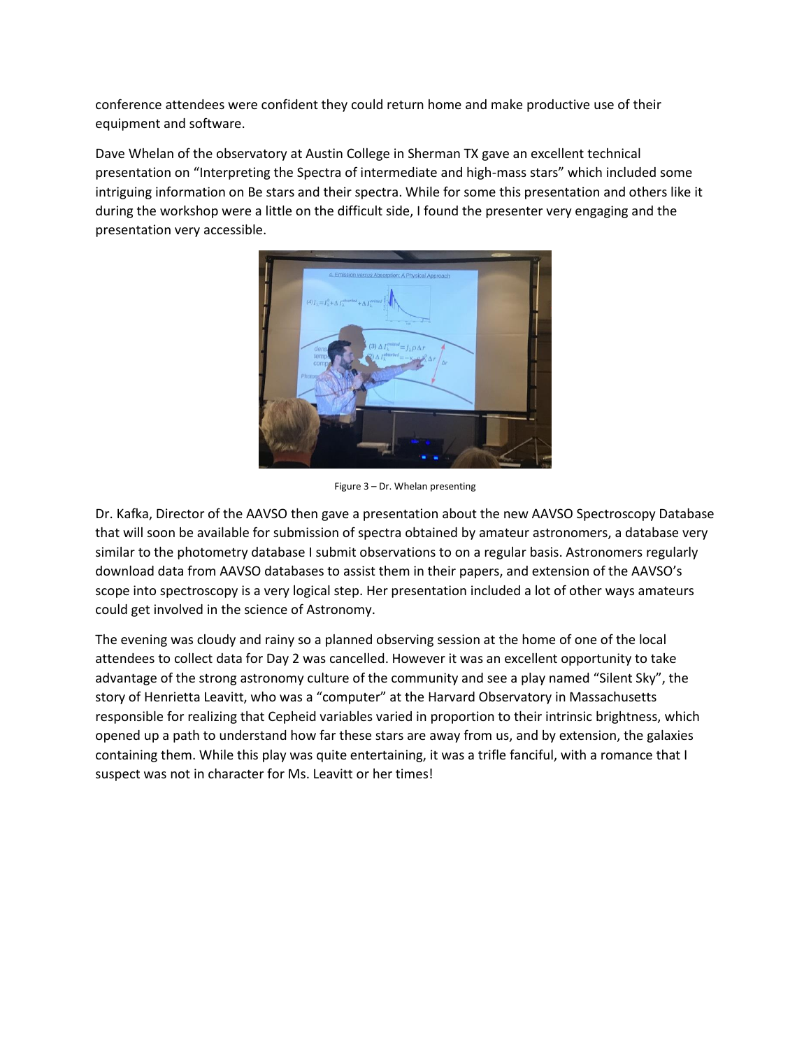conference attendees were confident they could return home and make productive use of their equipment and software.

Dave Whelan of the observatory at Austin College in Sherman TX gave an excellent technical presentation on "Interpreting the Spectra of intermediate and high-mass stars" which included some intriguing information on Be stars and their spectra. While for some this presentation and others like it during the workshop were a little on the difficult side, I found the presenter very engaging and the presentation very accessible.

Figure 3 – Dr. Whelan presenting

Dr. Kafka, Director of the AAVSO then gave a presentation about the new AAVSO Spectroscopy Database that will soon be available for submission of spectra obtained by amateur astronomers, a database very similar to the photometry database I submit observations to on a regular basis. Astronomers regularly download data from AAVSO databases to assist them in their papers, and extension of the AAVSO's scope into spectroscopy is a very logical step. Her presentation included a lot of other ways amateurs could get involved in the science of Astronomy.

The evening was cloudy and rainy so a planned observing session at the home of one of the local attendees to collect data for Day 2 was cancelled. However it was an excellent opportunity to take advantage of the strong astronomy culture of the community and see a play named "Silent Sky", the story of Henrietta Leavitt, who was a "computer" at the Harvard Observatory in Massachusetts responsible for realizing that Cepheid variables varied in proportion to their intrinsic brightness, which opened up a path to understand how far these stars are away from us, and by extension, the galaxies containing them. While this play was quite entertaining, it was a trifle fanciful, with a romance that I suspect was not in character for Ms. Leavitt or her times!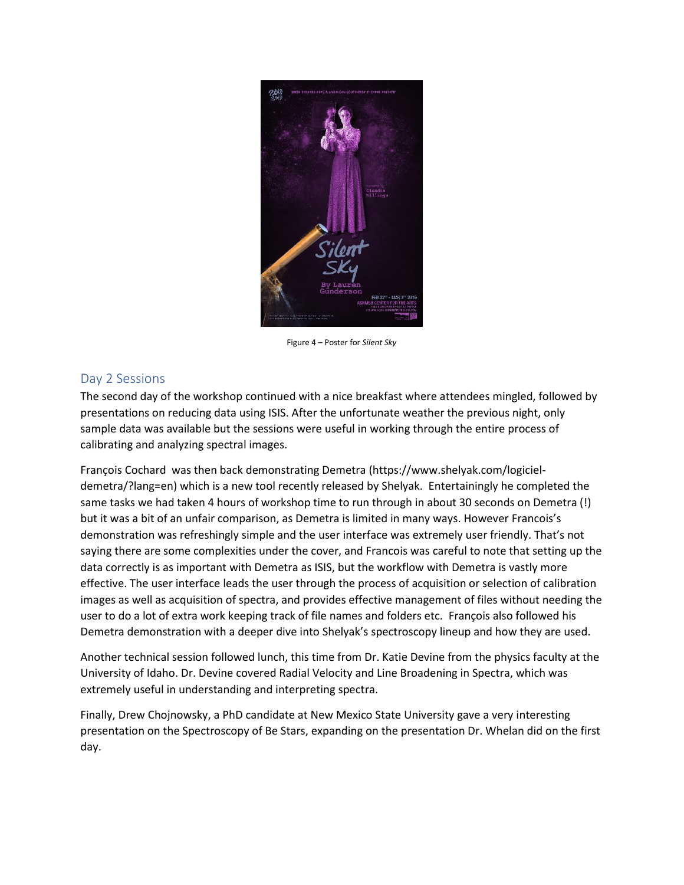Figure 4 – Poster for *Silent Sky*

## Day 2 Sessions

The second day of the workshop continued with a nice breakfast where attendees mingled, followed by presentations on reducing data using ISIS. After the unfortunate weather the previous night, only sample data was available but the sessions were useful in working through the entire process of calibrating and analyzing spectral images.

François Cochard was then back demonstrating Demetra (https://www.shelyak.com/logiciel-demetra/?lang=en) which is a new tool recently released by Shelyak. Entertainingly he completed the same tasks we had taken 4 hours of workshop time to run through in about 30 seconds on Demetra (!) but it was a bit of an unfair comparison, as Demetra is limited in many ways. However Francois's demonstration was refreshingly simple and the user interface was extremely user friendly. That's not saying there are some complexities under the cover, and Francois was careful to note that setting up the data correctly is as important with Demetra as ISIS, but the workflow with Demetra is vastly more effective. The user interface leads the user through the process of acquisition or selection of calibration images as well as acquisition of spectra, and provides effective management of files without needing the user to do a lot of extra work keeping track of file names and folders etc. François also followed his Demetra demonstration with a deeper dive into Shelyak's spectroscopy lineup and how they are used.

Another technical session followed lunch, this time from Dr. Katie Devine from the physics faculty at the University of Idaho. Dr. Devine covered Radial Velocity and Line Broadening in Spectra, which was extremely useful in understanding and interpreting spectra.

Finally, Drew Chojnowsky, a PhD candidate at New Mexico State University gave a very interesting presentation on the Spectroscopy of Be Stars, expanding on the presentation Dr. Whelan did on the first day.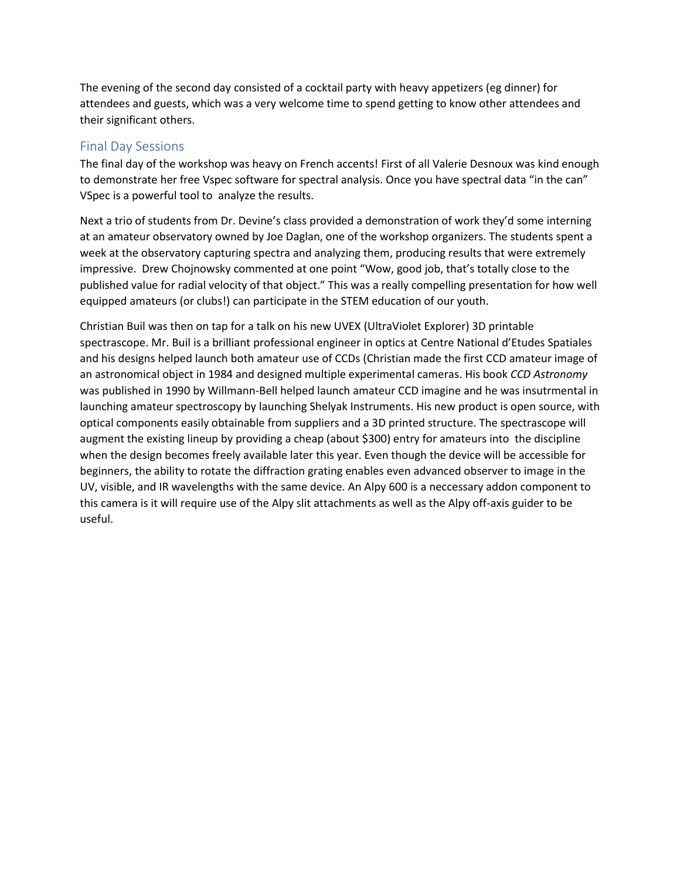The evening of the second day consisted of a cocktail party with heavy appetizers (eg dinner) for attendees and guests, which was a very welcome time to spend getting to know other attendees and their significant others.

## Final Day Sessions

The final day of the workshop was heavy on French accents! First of all Valerie Desnoux was kind enough to demonstrate her free Vspec software for spectral analysis. Once you have spectral data "in the can" VSpec is a powerful tool to analyze the results.

Next a trio of students from Dr. Devine's class provided a demonstration of work they'd some interning at an amateur observatory owned by Joe Daglan, one of the workshop organizers. The students spent a week at the observatory capturing spectra and analyzing them, producing results that were extremely impressive. Drew Chojnowsky commented at one point "Wow, good job, that's totally close to the published value for radial velocity of that object." This was a really compelling presentation for how well equipped amateurs (or clubs!) can participate in the STEM education of our youth.

Christian Buil was then on tap for a talk on his new UVEX (UltraViolet Explorer) 3D printable spectrascope. Mr. Buil is a brilliant professional engineer in optics at Centre National d'Etudes Spatiales and his designs helped launch both amateur use of CCDs (Christian made the first CCD amateur image of an astronomical object in 1984 and designed multiple experimental cameras. His book *CCD Astronomy* was published in 1990 by Willmann-Bell helped launch amateur CCD imagine and he was insutrmental in launching amateur spectroscopy by launching Shelyak Instruments. His new product is open source, with optical components easily obtainable from suppliers and a 3D printed structure. The spectrascope will augment the existing lineup by providing a cheap (about $300) entry for amateurs into the discipline when the design becomes freely available later this year. Even though the device will be accessible for beginners, the ability to rotate the diffraction grating enables even advanced observer to image in the UV, visible, and IR wavelengths with the same device. An Alpy 600 is a neccessary addon component to this camera is it will require use of the Alpy slit attachments as well as the Alpy off-axis guider to be useful.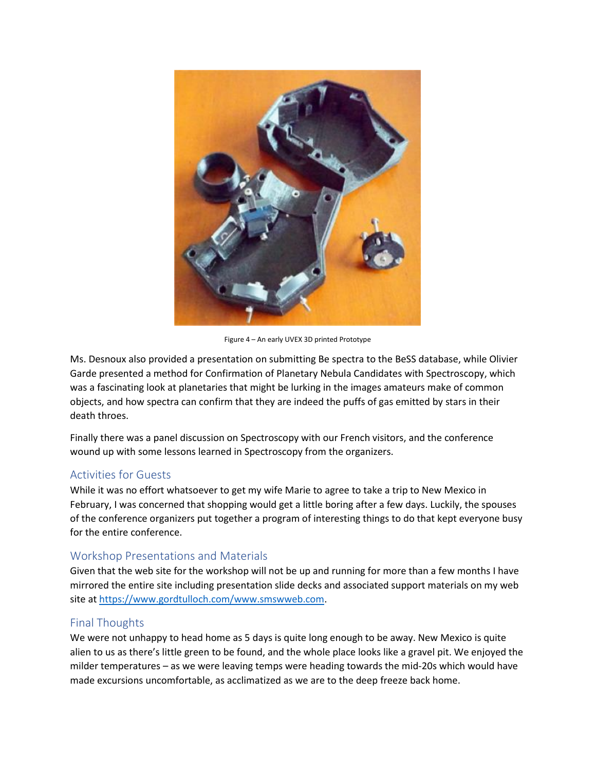Figure 4 – An early UVEX 3D printed Prototype

Ms. Desnoux also provided a presentation on submitting Be spectra to the BeSS database, while Olivier Garde presented a method for Confirmation of Planetary Nebula Candidates with Spectroscopy, which was a fascinating look at planetaries that might be lurking in the images amateurs make of common objects, and how spectra can confirm that they are indeed the puffs of gas emitted by stars in their death throes.

Finally there was a panel discussion on Spectroscopy with our French visitors, and the conference wound up with some lessons learned in Spectroscopy from the organizers.

## Activities for Guests

While it was no effort whatsoever to get my wife Marie to agree to take a trip to New Mexico in February, I was concerned that shopping would get a little boring after a few days. Luckily, the spouses of the conference organizers put together a program of interesting things to do that kept everyone busy for the entire conference.

## Workshop Presentations and Materials

Given that the web site for the workshop will not be up and running for more than a few months I have mirrored the entire site including presentation slide decks and associated support materials on my web site at [https://www.gordtulloch.com/www.smswweb.com](https://www.gordtulloch.com/www.smswweb.com).

## Final Thoughts

We were not unhappy to head home as 5 days is quite long enough to be away. New Mexico is quite alien to us as there's little green to be found, and the whole place looks like a gravel pit. We enjoyed the milder temperatures – as we were leaving temps were heading towards the mid-20s which would have made excursions uncomfortable, as acclimatized as we are to the deep freeze back home.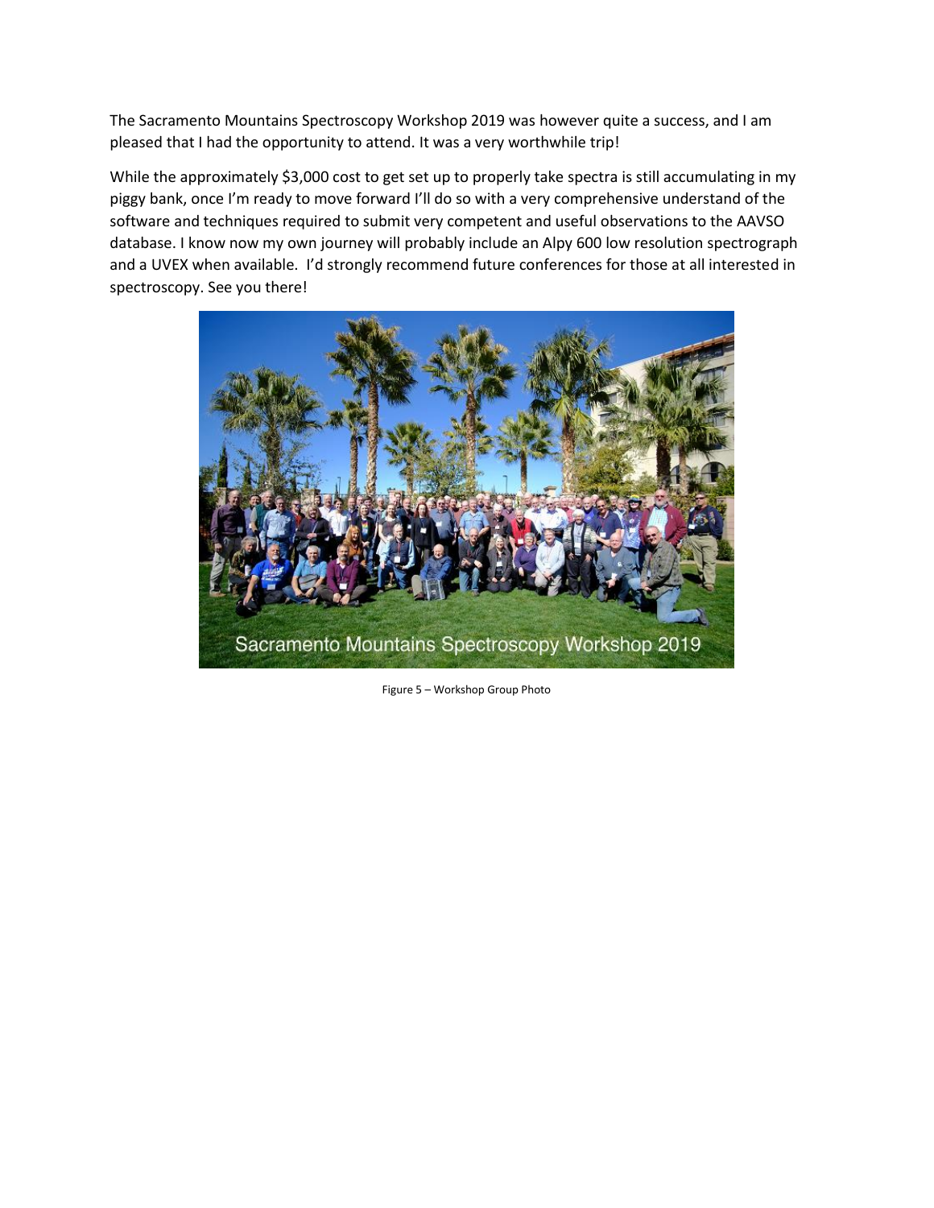The Sacramento Mountains Spectroscopy Workshop 2019 was however quite a success, and I am pleased that I had the opportunity to attend. It was a very worthwhile trip!

While the approximately $3,000 cost to get set up to properly take spectra is still accumulating in my piggy bank, once I'm ready to move forward I'll do so with a very comprehensive understand of the software and techniques required to submit very competent and useful observations to the AAVSO database. I know now my own journey will probably include an Alpy 600 low resolution spectrograph and a UVEX when available. I'd strongly recommend future conferences for those at all interested in spectroscopy. See you there!

Sacramento Mountains Spectroscopy Workshop 2019

Figure 5 – Workshop Group Photo